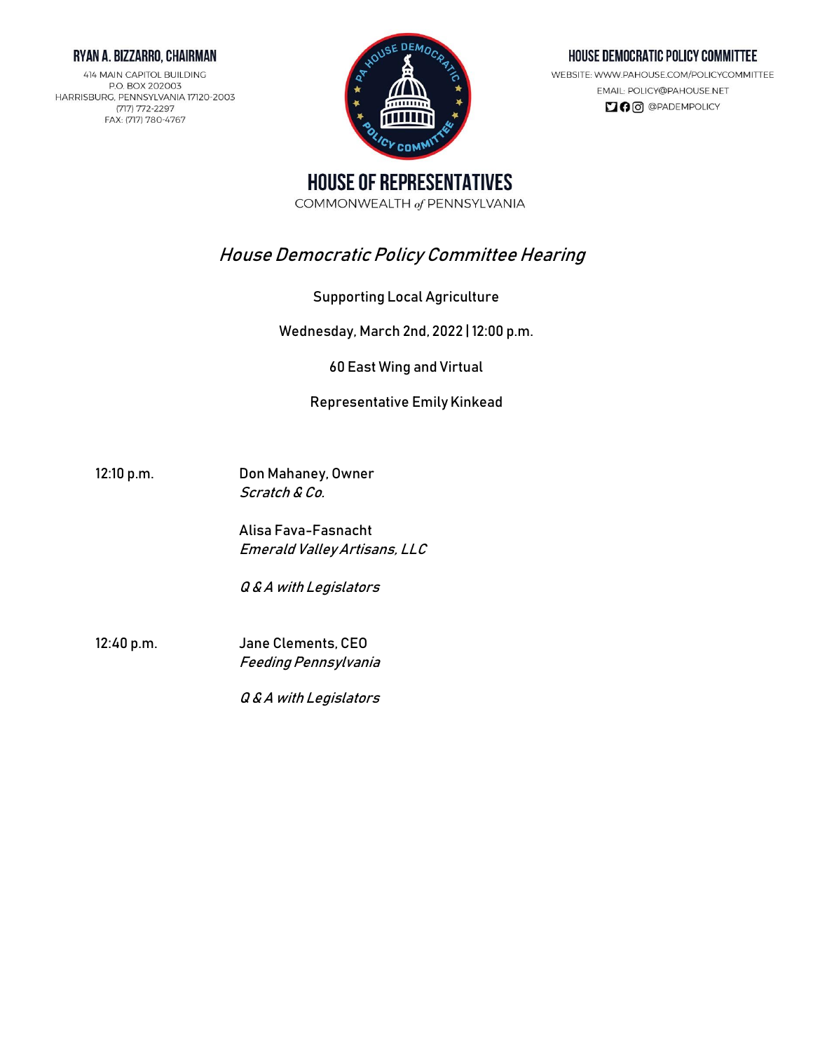**RYAN A. BIZZARRO, CHAIRMAN**

414 MAIN CAPITOL BUILDING
P.O. BOX 202003
HARRISBURG, PENNSYLVANIA 17120-2003
(717) 772-2297
FAX: (717) 780-4767

**HOUSE DEMOCRATIC POLICY COMMITTEE**

WEBSITE: WWW.PAHOUSE.COM/POLICYCOMMITTEE
EMAIL: POLICY@PAHOUSE.NET
@PADEMPOLICY

# HOUSE OF REPRESENTATIVES

COMMONWEALTH of PENNSYLVANIA

## *House Democratic Policy Committee Hearing*

Supporting Local Agriculture

Wednesday, March 2nd, 2022 | 12:00 p.m.

60 East Wing and Virtual

Representative Emily Kinkead

| | |
|---|---|
| 12:10 p.m. | Don Mahaney, Owner<br>*Scratch & Co.* |
| | Alisa Fava-Fasnacht<br>*Emerald Valley Artisans, LLC* |
| | *Q & A with Legislators* |
| 12:40 p.m. | Jane Clements, CEO<br>*Feeding Pennsylvania* |
| | *Q & A with Legislators* |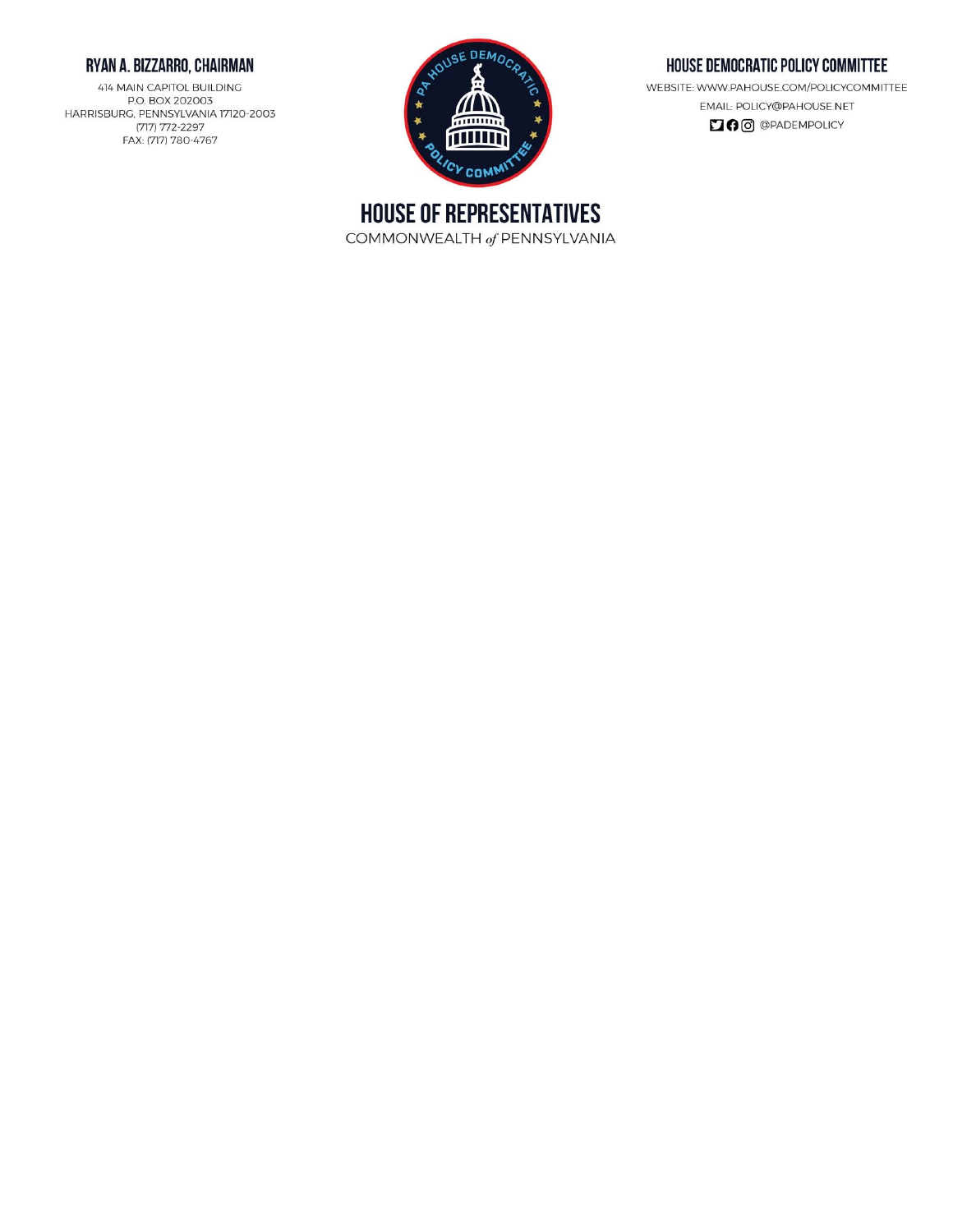**RYAN A. BIZZARRO, CHAIRMAN**

414 MAIN CAPITOL BUILDING
P.O. BOX 202003
HARRISBURG, PENNSYLVANIA 17120-2003
(717) 772-2297
FAX: (717) 780-4767

**HOUSE DEMOCRATIC POLICY COMMITTEE**

WEBSITE: WWW.PAHOUSE.COM/POLICYCOMMITTEE
EMAIL: POLICY@PAHOUSE.NET
@PADEMPOLICY

# HOUSE OF REPRESENTATIVES

COMMONWEALTH *of* PENNSYLVANIA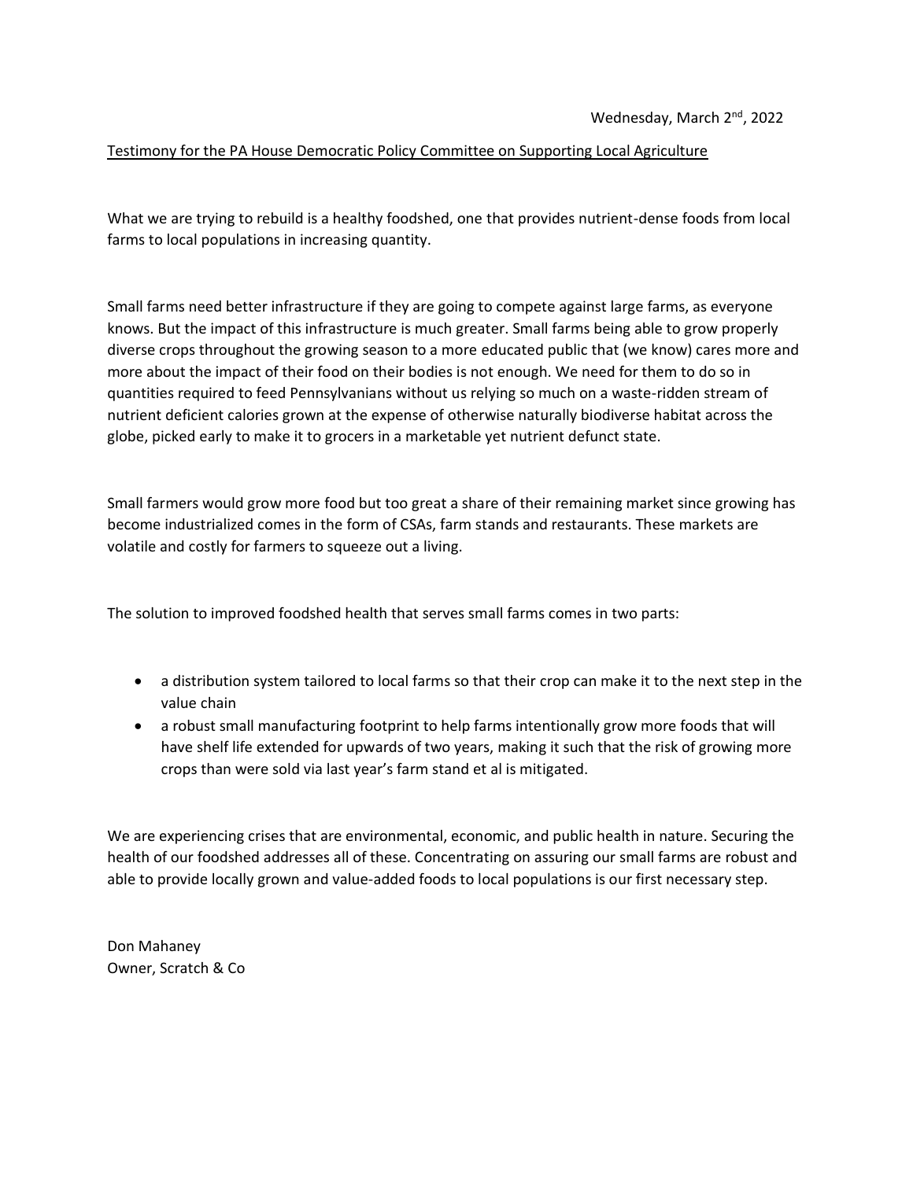Wednesday, March 2nd, 2022

Testimony for the PA House Democratic Policy Committee on Supporting Local Agriculture

What we are trying to rebuild is a healthy foodshed, one that provides nutrient-dense foods from local farms to local populations in increasing quantity.

Small farms need better infrastructure if they are going to compete against large farms, as everyone knows. But the impact of this infrastructure is much greater. Small farms being able to grow properly diverse crops throughout the growing season to a more educated public that (we know) cares more and more about the impact of their food on their bodies is not enough. We need for them to do so in quantities required to feed Pennsylvanians without us relying so much on a waste-ridden stream of nutrient deficient calories grown at the expense of otherwise naturally biodiverse habitat across the globe, picked early to make it to grocers in a marketable yet nutrient defunct state.

Small farmers would grow more food but too great a share of their remaining market since growing has become industrialized comes in the form of CSAs, farm stands and restaurants. These markets are volatile and costly for farmers to squeeze out a living.

The solution to improved foodshed health that serves small farms comes in two parts:

- a distribution system tailored to local farms so that their crop can make it to the next step in the value chain
- a robust small manufacturing footprint to help farms intentionally grow more foods that will have shelf life extended for upwards of two years, making it such that the risk of growing more crops than were sold via last year's farm stand et al is mitigated.

We are experiencing crises that are environmental, economic, and public health in nature. Securing the health of our foodshed addresses all of these. Concentrating on assuring our small farms are robust and able to provide locally grown and value-added foods to local populations is our first necessary step.

Don Mahaney
Owner, Scratch & Co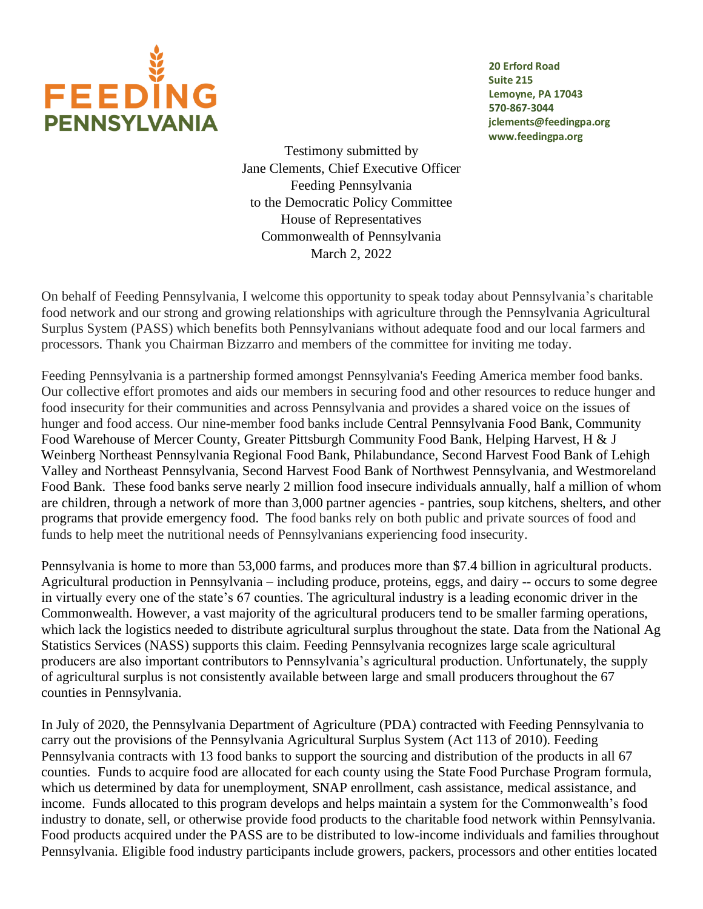**FEEDING PENNSYLVANIA**

20 Erford Road
Suite 215
Lemoyne, PA 17043
570-867-3044
jclements@feedingpa.org
www.feedingpa.org

Testimony submitted by
Jane Clements, Chief Executive Officer
Feeding Pennsylvania
to the Democratic Policy Committee
House of Representatives
Commonwealth of Pennsylvania
March 2, 2022

On behalf of Feeding Pennsylvania, I welcome this opportunity to speak today about Pennsylvania's charitable food network and our strong and growing relationships with agriculture through the Pennsylvania Agricultural Surplus System (PASS) which benefits both Pennsylvanians without adequate food and our local farmers and processors. Thank you Chairman Bizzarro and members of the committee for inviting me today.

Feeding Pennsylvania is a partnership formed amongst Pennsylvania's Feeding America member food banks. Our collective effort promotes and aids our members in securing food and other resources to reduce hunger and food insecurity for their communities and across Pennsylvania and provides a shared voice on the issues of hunger and food access. Our nine-member food banks include Central Pennsylvania Food Bank, Community Food Warehouse of Mercer County, Greater Pittsburgh Community Food Bank, Helping Harvest, H & J Weinberg Northeast Pennsylvania Regional Food Bank, Philabundance, Second Harvest Food Bank of Lehigh Valley and Northeast Pennsylvania, Second Harvest Food Bank of Northwest Pennsylvania, and Westmoreland Food Bank. These food banks serve nearly 2 million food insecure individuals annually, half a million of whom are children, through a network of more than 3,000 partner agencies - pantries, soup kitchens, shelters, and other programs that provide emergency food. The food banks rely on both public and private sources of food and funds to help meet the nutritional needs of Pennsylvanians experiencing food insecurity.

Pennsylvania is home to more than 53,000 farms, and produces more than $7.4 billion in agricultural products. Agricultural production in Pennsylvania – including produce, proteins, eggs, and dairy -- occurs to some degree in virtually every one of the state's 67 counties. The agricultural industry is a leading economic driver in the Commonwealth. However, a vast majority of the agricultural producers tend to be smaller farming operations, which lack the logistics needed to distribute agricultural surplus throughout the state. Data from the National Ag Statistics Services (NASS) supports this claim. Feeding Pennsylvania recognizes large scale agricultural producers are also important contributors to Pennsylvania's agricultural production. Unfortunately, the supply of agricultural surplus is not consistently available between large and small producers throughout the 67 counties in Pennsylvania.

In July of 2020, the Pennsylvania Department of Agriculture (PDA) contracted with Feeding Pennsylvania to carry out the provisions of the Pennsylvania Agricultural Surplus System (Act 113 of 2010). Feeding Pennsylvania contracts with 13 food banks to support the sourcing and distribution of the products in all 67 counties. Funds to acquire food are allocated for each county using the State Food Purchase Program formula, which us determined by data for unemployment, SNAP enrollment, cash assistance, medical assistance, and income. Funds allocated to this program develops and helps maintain a system for the Commonwealth's food industry to donate, sell, or otherwise provide food products to the charitable food network within Pennsylvania. Food products acquired under the PASS are to be distributed to low-income individuals and families throughout Pennsylvania. Eligible food industry participants include growers, packers, processors and other entities located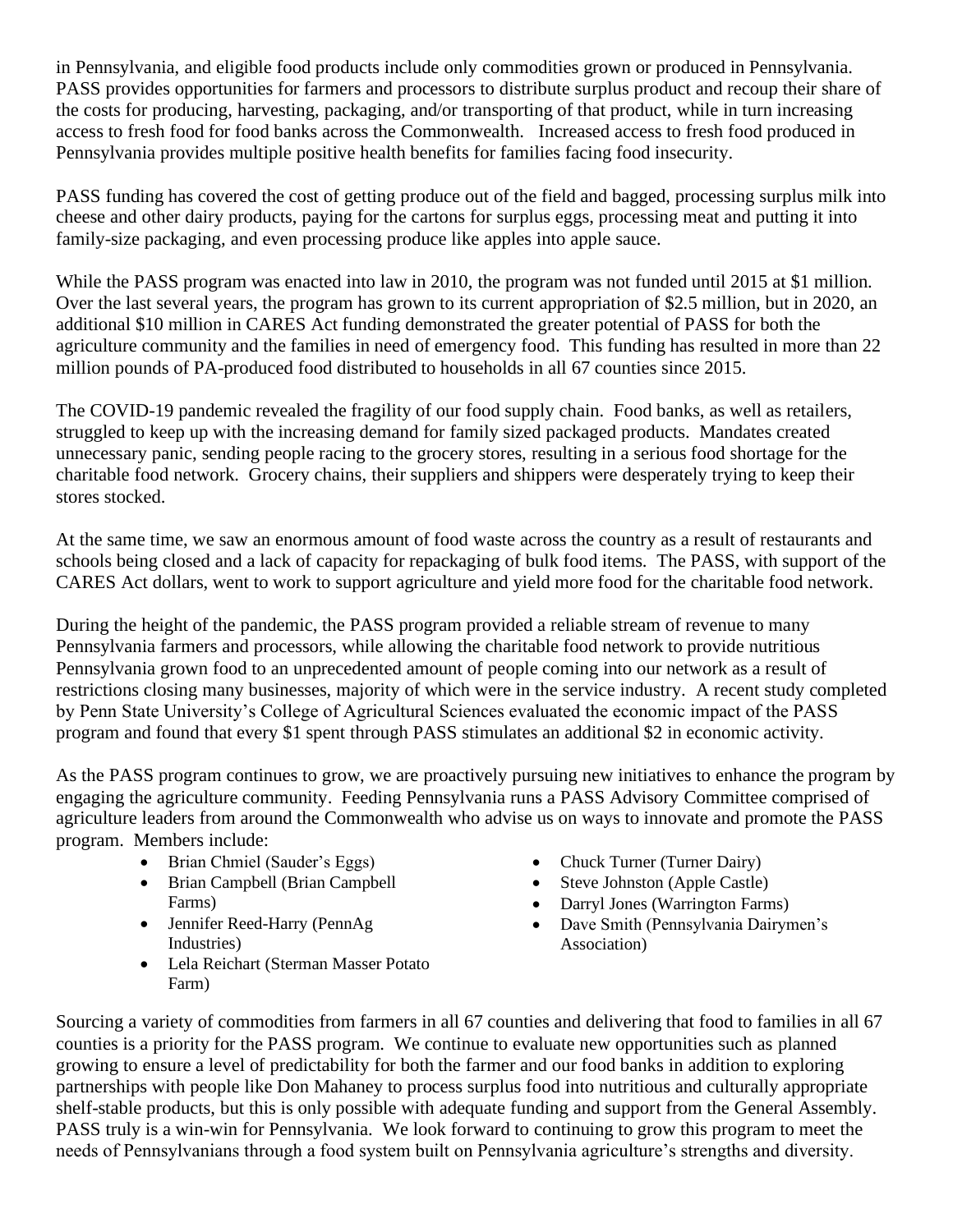in Pennsylvania, and eligible food products include only commodities grown or produced in Pennsylvania. PASS provides opportunities for farmers and processors to distribute surplus product and recoup their share of the costs for producing, harvesting, packaging, and/or transporting of that product, while in turn increasing access to fresh food for food banks across the Commonwealth. Increased access to fresh food produced in Pennsylvania provides multiple positive health benefits for families facing food insecurity.

PASS funding has covered the cost of getting produce out of the field and bagged, processing surplus milk into cheese and other dairy products, paying for the cartons for surplus eggs, processing meat and putting it into family-size packaging, and even processing produce like apples into apple sauce.

While the PASS program was enacted into law in 2010, the program was not funded until 2015 at $1 million. Over the last several years, the program has grown to its current appropriation of $2.5 million, but in 2020, an additional $10 million in CARES Act funding demonstrated the greater potential of PASS for both the agriculture community and the families in need of emergency food. This funding has resulted in more than 22 million pounds of PA-produced food distributed to households in all 67 counties since 2015.

The COVID-19 pandemic revealed the fragility of our food supply chain. Food banks, as well as retailers, struggled to keep up with the increasing demand for family sized packaged products. Mandates created unnecessary panic, sending people racing to the grocery stores, resulting in a serious food shortage for the charitable food network. Grocery chains, their suppliers and shippers were desperately trying to keep their stores stocked.

At the same time, we saw an enormous amount of food waste across the country as a result of restaurants and schools being closed and a lack of capacity for repackaging of bulk food items. The PASS, with support of the CARES Act dollars, went to work to support agriculture and yield more food for the charitable food network.

During the height of the pandemic, the PASS program provided a reliable stream of revenue to many Pennsylvania farmers and processors, while allowing the charitable food network to provide nutritious Pennsylvania grown food to an unprecedented amount of people coming into our network as a result of restrictions closing many businesses, majority of which were in the service industry. A recent study completed by Penn State University's College of Agricultural Sciences evaluated the economic impact of the PASS program and found that every $1 spent through PASS stimulates an additional $2 in economic activity.

As the PASS program continues to grow, we are proactively pursuing new initiatives to enhance the program by engaging the agriculture community. Feeding Pennsylvania runs a PASS Advisory Committee comprised of agriculture leaders from around the Commonwealth who advise us on ways to innovate and promote the PASS program. Members include:

- Brian Chmiel (Sauder's Eggs)
- Brian Campbell (Brian Campbell Farms)
- Jennifer Reed-Harry (PennAg Industries)
- Lela Reichart (Sterman Masser Potato Farm)
- Chuck Turner (Turner Dairy)
- Steve Johnston (Apple Castle)
- Darryl Jones (Warrington Farms)
- Dave Smith (Pennsylvania Dairymen's Association)

Sourcing a variety of commodities from farmers in all 67 counties and delivering that food to families in all 67 counties is a priority for the PASS program. We continue to evaluate new opportunities such as planned growing to ensure a level of predictability for both the farmer and our food banks in addition to exploring partnerships with people like Don Mahaney to process surplus food into nutritious and culturally appropriate shelf-stable products, but this is only possible with adequate funding and support from the General Assembly. PASS truly is a win-win for Pennsylvania. We look forward to continuing to grow this program to meet the needs of Pennsylvanians through a food system built on Pennsylvania agriculture's strengths and diversity.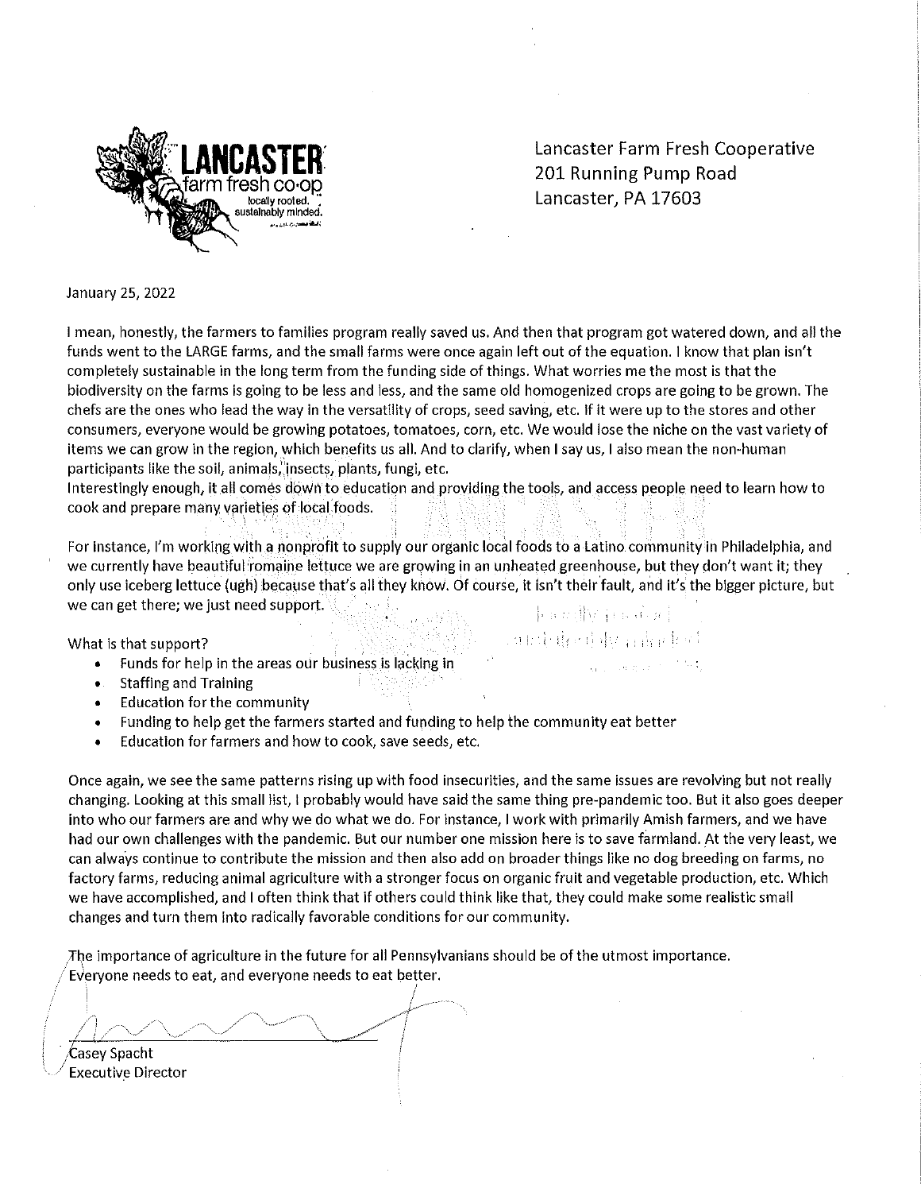Lancaster Farm Fresh Cooperative
201 Running Pump Road
Lancaster, PA 17603

January 25, 2022

I mean, honestly, the farmers to families program really saved us. And then that program got watered down, and all the funds went to the LARGE farms, and the small farms were once again left out of the equation. I know that plan isn't completely sustainable in the long term from the funding side of things. What worries me the most is that the biodiversity on the farms is going to be less and less, and the same old homogenized crops are going to be grown. The chefs are the ones who lead the way in the versatility of crops, seed saving, etc. If it were up to the stores and other consumers, everyone would be growing potatoes, tomatoes, corn, etc. We would lose the niche on the vast variety of items we can grow in the region, which benefits us all. And to clarify, when I say us, I also mean the non-human participants like the soil, animals, insects, plants, fungi, etc.
Interestingly enough, it all comes down to education and providing the tools, and access people need to learn how to cook and prepare many varieties of local foods.

For instance, I'm working with a nonprofit to supply our organic local foods to a Latino community in Philadelphia, and we currently have beautiful romaine lettuce we are growing in an unheated greenhouse, but they don't want it; they only use iceberg lettuce (ugh) because that's all they know. Of course, it isn't their fault, and it's the bigger picture, but we can get there; we just need support.

What is that support?

- Funds for help in the areas our business is lacking in
- Staffing and Training
- Education for the community
- Funding to help get the farmers started and funding to help the community eat better
- Education for farmers and how to cook, save seeds, etc.

Once again, we see the same patterns rising up with food insecurities, and the same issues are revolving but not really changing. Looking at this small list, I probably would have said the same thing pre-pandemic too. But it also goes deeper into who our farmers are and why we do what we do. For instance, I work with primarily Amish farmers, and we have had our own challenges with the pandemic. But our number one mission here is to save farmland. At the very least, we can always continue to contribute the mission and then also add on broader things like no dog breeding on farms, no factory farms, reducing animal agriculture with a stronger focus on organic fruit and vegetable production, etc. Which we have accomplished, and I often think that if others could think like that, they could make some realistic small changes and turn them into radically favorable conditions for our community.

The importance of agriculture in the future for all Pennsylvanians should be of the utmost importance. Everyone needs to eat, and everyone needs to eat better.

Casey Spacht
Executive Director